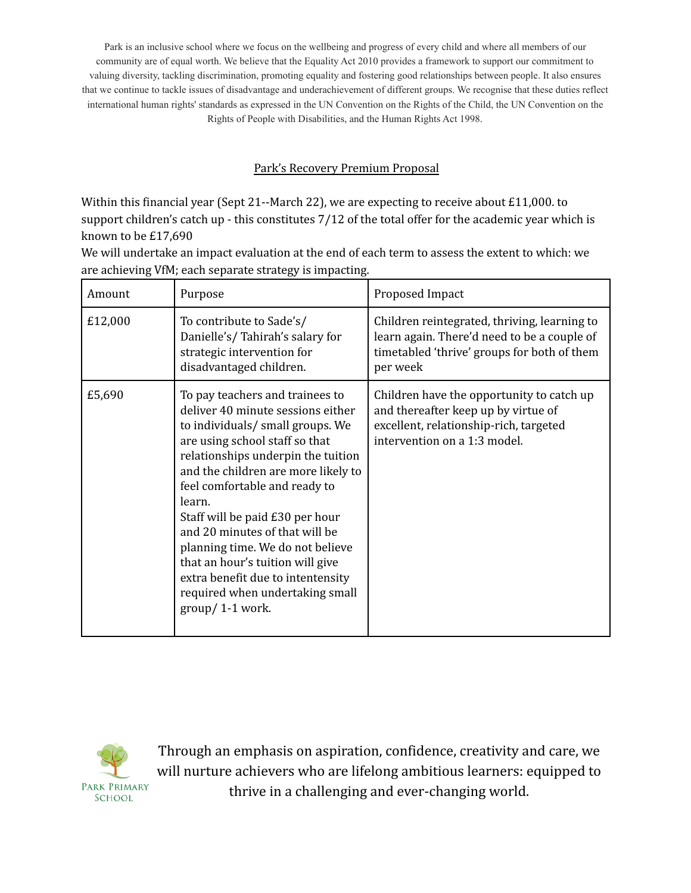Park is an inclusive school where we focus on the wellbeing and progress of every child and where all members of our community are of equal worth. We believe that the Equality Act 2010 provides a framework to support our commitment to valuing diversity, tackling discrimination, promoting equality and fostering good relationships between people. It also ensures that we continue to tackle issues of disadvantage and underachievement of different groups. We recognise that these duties reflect international human rights' standards as expressed in the UN Convention on the Rights of the Child, the UN Convention on the Rights of People with Disabilities, and the Human Rights Act 1998.

## Park's Recovery Premium Proposal

Within this financial year (Sept 21--March 22), we are expecting to receive about £11,000. to support children's catch up - this constitutes 7/12 of the total offer for the academic year which is known to be £17,690

We will undertake an impact evaluation at the end of each term to assess the extent to which: we are achieving VfM; each separate strategy is impacting.

| Amount | Purpose | Proposed Impact |
|---|---|---|
| £12,000 | To contribute to Sade's/ Danielle's/ Tahirah's salary for strategic intervention for disadvantaged children. | Children reintegrated, thriving, learning to learn again. There'd need to be a couple of timetabled 'thrive' groups for both of them per week |
| £5,690 | To pay teachers and trainees to deliver 40 minute sessions either to individuals/ small groups. We are using school staff so that relationships underpin the tuition and the children are more likely to feel comfortable and ready to learn.<br>Staff will be paid £30 per hour and 20 minutes of that will be planning time. We do not believe that an hour's tuition will give extra benefit due to intentensity required when undertaking small group/ 1-1 work. | Children have the opportunity to catch up and thereafter keep up by virtue of excellent, relationship-rich, targeted intervention on a 1:3 model. |

Park Primary School

Through an emphasis on aspiration, confidence, creativity and care, we will nurture achievers who are lifelong ambitious learners: equipped to thrive in a challenging and ever-changing world.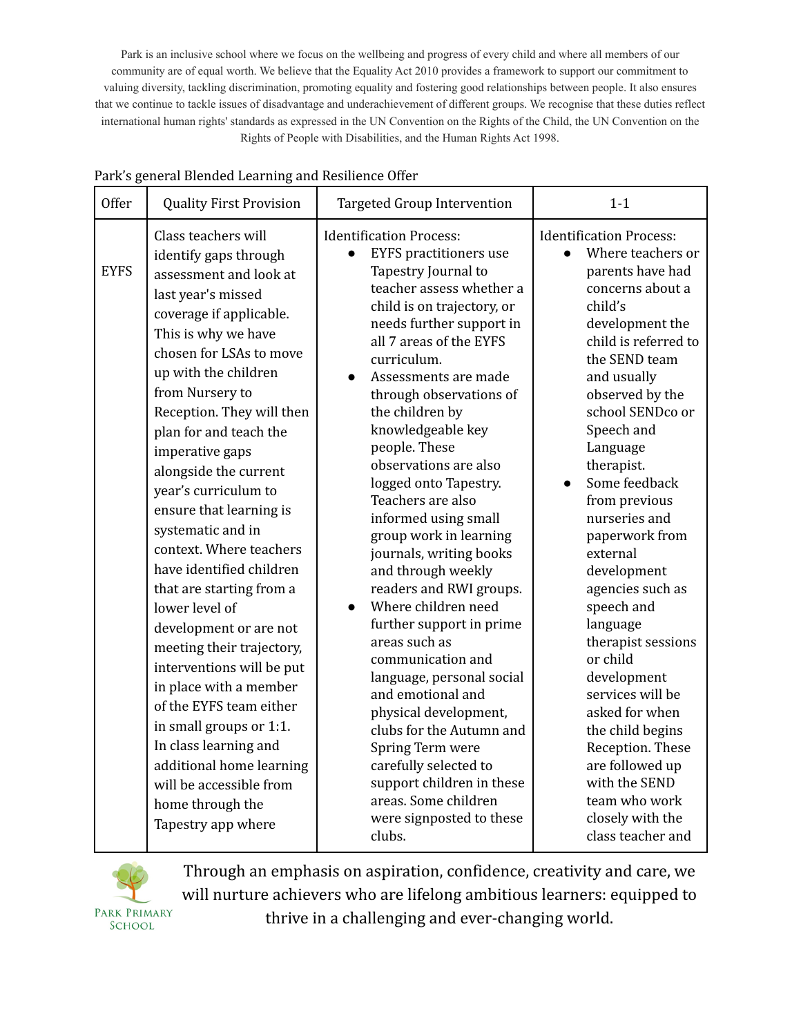Park is an inclusive school where we focus on the wellbeing and progress of every child and where all members of our community are of equal worth. We believe that the Equality Act 2010 provides a framework to support our commitment to valuing diversity, tackling discrimination, promoting equality and fostering good relationships between people. It also ensures that we continue to tackle issues of disadvantage and underachievement of different groups. We recognise that these duties reflect international human rights' standards as expressed in the UN Convention on the Rights of the Child, the UN Convention on the Rights of People with Disabilities, and the Human Rights Act 1998.

Park's general Blended Learning and Resilience Offer

| Offer | Quality First Provision | Targeted Group Intervention | 1-1 |
|---|---|---|---|
| EYFS | Class teachers will identify gaps through assessment and look at last year's missed coverage if applicable. This is why we have chosen for LSAs to move up with the children from Nursery to Reception. They will then plan for and teach the imperative gaps alongside the current year's curriculum to ensure that learning is systematic and in context. Where teachers have identified children that are starting from a lower level of development or are not meeting their trajectory, interventions will be put in place with a member of the EYFS team either in small groups or 1:1. In class learning and additional home learning will be accessible from home through the Tapestry app where | Identification Process:<br>• EYFS practitioners use Tapestry Journal to teacher assess whether a child is on trajectory, or needs further support in all 7 areas of the EYFS curriculum.<br>• Assessments are made through observations of the children by knowledgeable key people. These observations are also logged onto Tapestry. Teachers are also informed using small group work in learning journals, writing books and through weekly readers and RWI groups.<br>• Where children need further support in prime areas such as communication and language, personal social and emotional and physical development, clubs for the Autumn and Spring Term were carefully selected to support children in these areas. Some children were signposted to these clubs. | Identification Process:<br>• Where teachers or parents have had concerns about a child's development the child is referred to the SEND team and usually observed by the school SENDco or Speech and Language therapist.<br>• Some feedback from previous nurseries and paperwork from external development agencies such as speech and language therapist sessions or child development services will be asked for when the child begins Reception. These are followed up with the SEND team who work closely with the class teacher and |

Through an emphasis on aspiration, confidence, creativity and care, we will nurture achievers who are lifelong ambitious learners: equipped to thrive in a challenging and ever-changing world.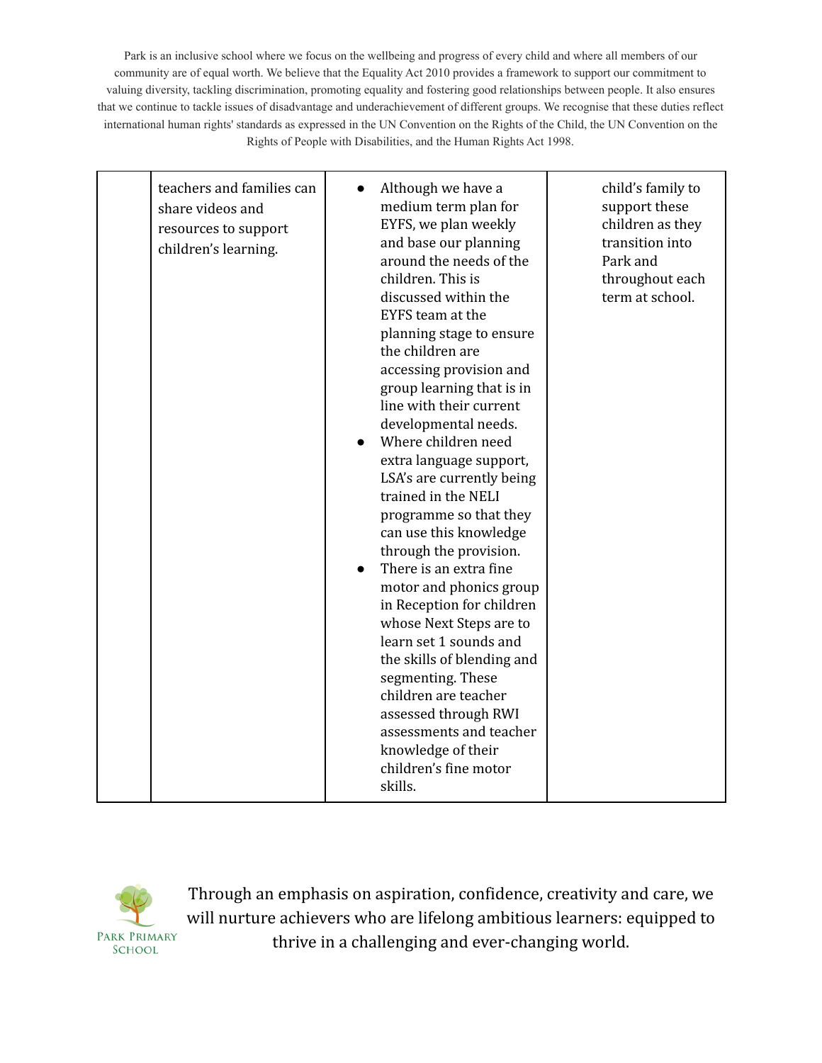| | | | |
|---|---|---|---|
| | teachers and families can share videos and resources to support children's learning. | <ul><li>Although we have a medium term plan for EYFS, we plan weekly and base our planning around the needs of the children. This is discussed within the EYFS team at the planning stage to ensure the children are accessing provision and group learning that is in line with their current developmental needs.</li><li>Where children need extra language support, LSA's are currently being trained in the NELI programme so that they can use this knowledge through the provision.</li><li>There is an extra fine motor and phonics group in Reception for children whose Next Steps are to learn set 1 sounds and the skills of blending and segmenting. These children are teacher assessed through RWI assessments and teacher knowledge of their children's fine motor skills.</li></ul> | child's family to support these children as they transition into Park and throughout each term at school. |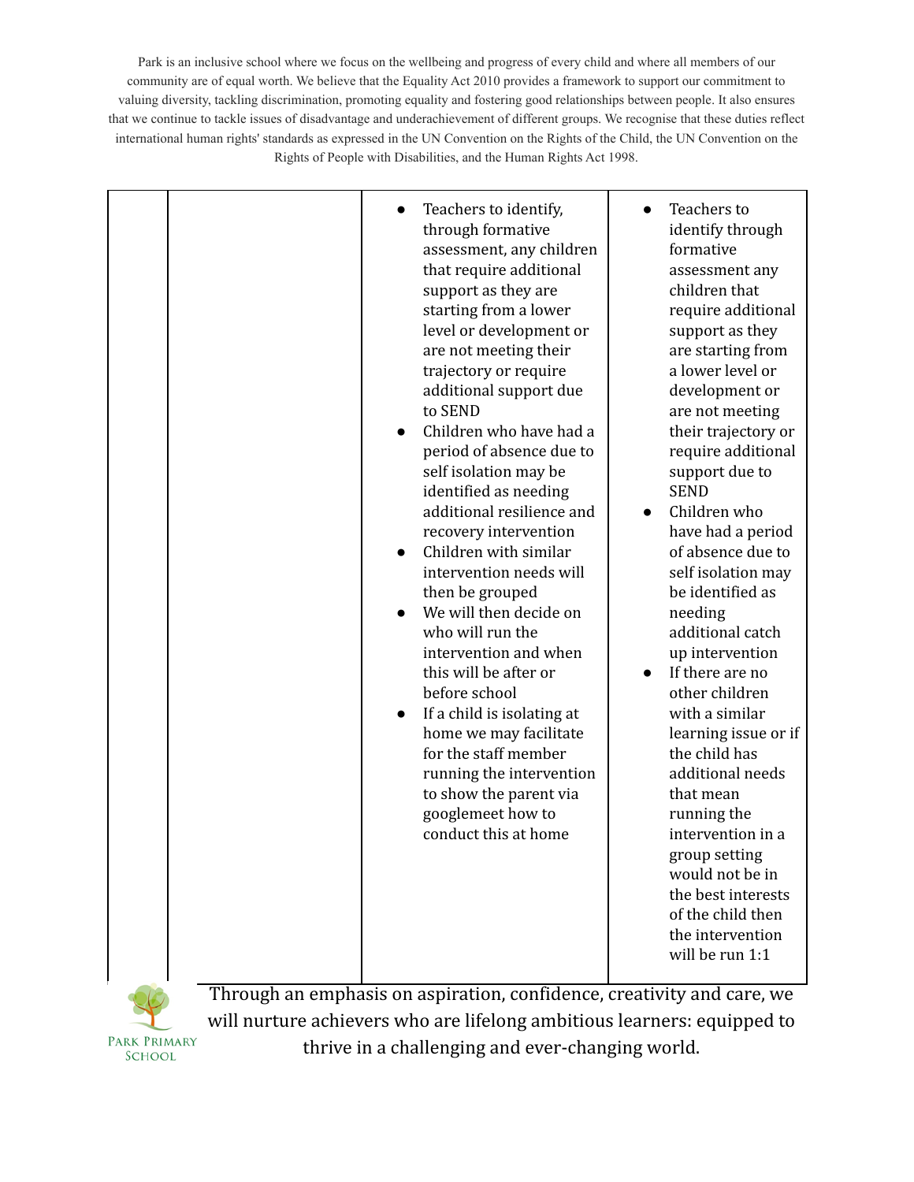| | | | |
|---|---|---|---|
| | | <ul><li>Teachers to identify, through formative assessment, any children that require additional support as they are starting from a lower level or development or are not meeting their trajectory or require additional support due to SEND</li><li>Children who have had a period of absence due to self isolation may be identified as needing additional resilience and recovery intervention</li><li>Children with similar intervention needs will then be grouped</li><li>We will then decide on who will run the intervention and when this will be after or before school</li><li>If a child is isolating at home we may facilitate for the staff member running the intervention to show the parent via googlemeet how to conduct this at home</li></ul> | <ul><li>Teachers to identify through formative assessment any children that require additional support as they are starting from a lower level or development or are not meeting their trajectory or require additional support due to SEND</li><li>Children who have had a period of absence due to self isolation may be identified as needing additional catch up intervention</li><li>If there are no other children with a similar learning issue or if the child has additional needs that mean running the intervention in a group setting would not be in the best interests of the child then the intervention will be run 1:1</li></ul> |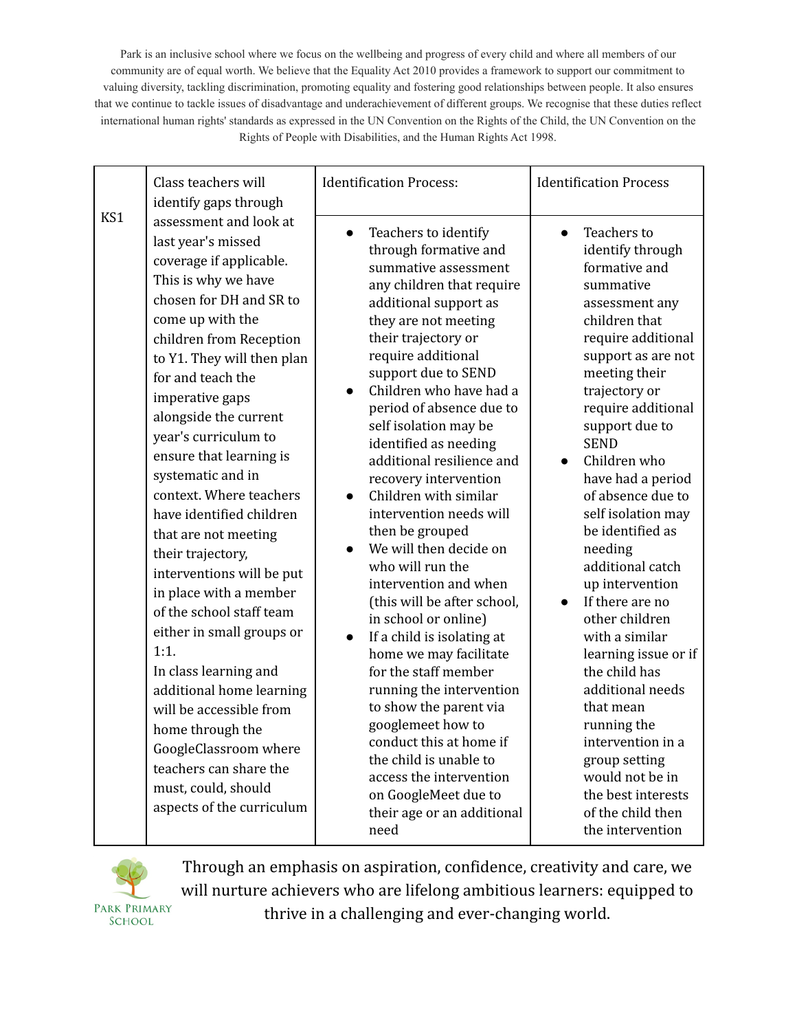| | | | |
|---|---|---|---|
| KS1 | Class teachers will identify gaps through assessment and look at last year's missed coverage if applicable. This is why we have chosen for DH and SR to come up with the children from Reception to Y1. They will then plan for and teach the imperative gaps alongside the current year's curriculum to ensure that learning is systematic and in context. Where teachers have identified children that are not meeting their trajectory, interventions will be put in place with a member of the school staff team either in small groups or 1:1.<br>In class learning and additional home learning will be accessible from home through the GoogleClassroom where teachers can share the must, could, should aspects of the curriculum | Identification Process: | Identification Process |
| | | ● Teachers to identify through formative and summative assessment any children that require additional support as they are not meeting their trajectory or require additional support due to SEND<br>● Children who have had a period of absence due to self isolation may be identified as needing additional resilience and recovery intervention<br>● Children with similar intervention needs will then be grouped<br>● We will then decide on who will run the intervention and when (this will be after school, in school or online)<br>● If a child is isolating at home we may facilitate for the staff member running the intervention to show the parent via googlemeet how to conduct this at home if the child is unable to access the intervention on GoogleMeet due to their age or an additional need | ● Teachers to identify through formative and summative assessment any children that require additional support as are not meeting their trajectory or require additional support due to SEND<br>● Children who have had a period of absence due to self isolation may be identified as needing additional catch up intervention<br>● If there are no other children with a similar learning issue or if the child has additional needs that mean running the intervention in a group setting would not be in the best interests of the child then the intervention |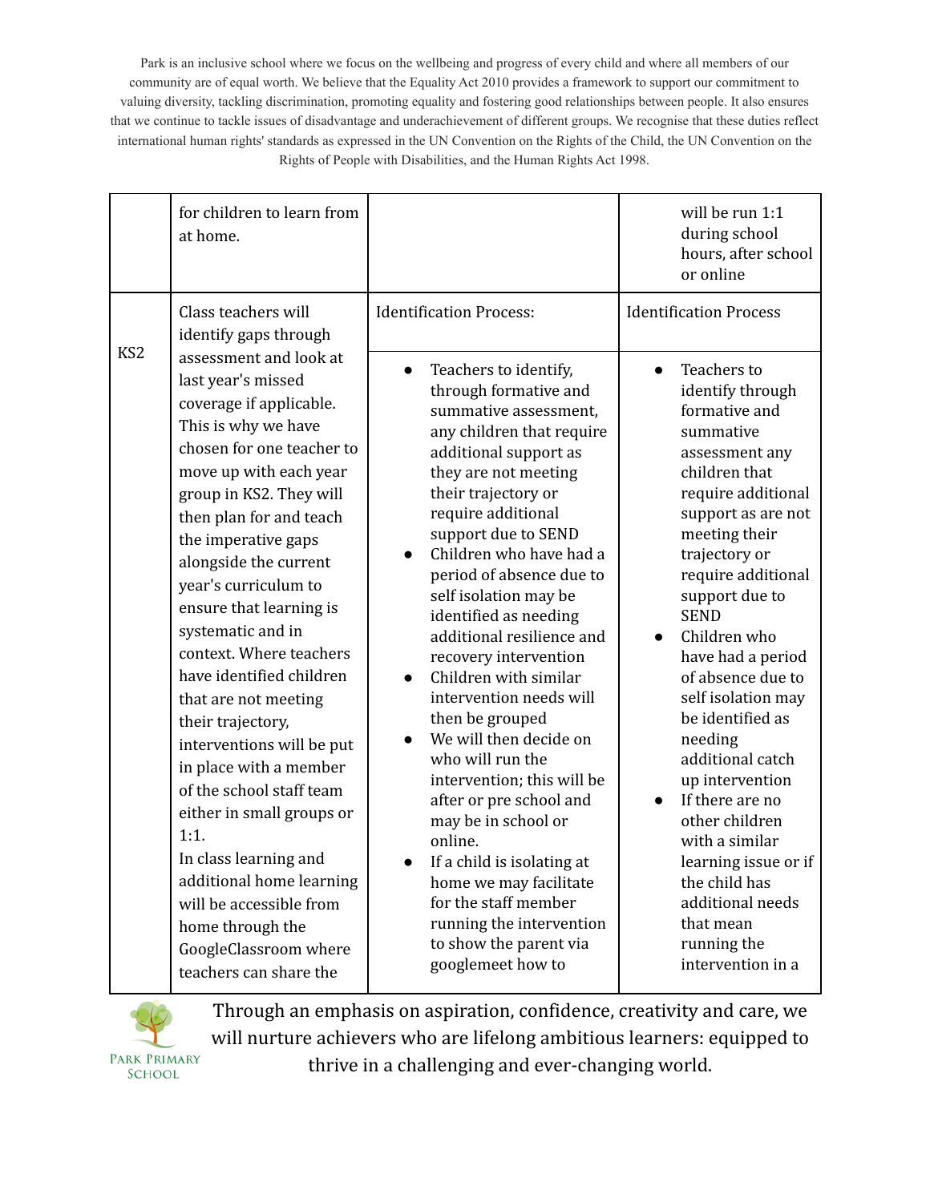| | | | |
|---|---|---|---|
| | for children to learn from at home. | | will be run 1:1 during school hours, after school or online |
| KS2 | Class teachers will identify gaps through assessment and look at last year's missed coverage if applicable. This is why we have chosen for one teacher to move up with each year group in KS2. They will then plan for and teach the imperative gaps alongside the current year's curriculum to ensure that learning is systematic and in context. Where teachers have identified children that are not meeting their trajectory, interventions will be put in place with a member of the school staff team either in small groups or 1:1.<br>In class learning and additional home learning will be accessible from home through the GoogleClassroom where teachers can share the | Identification Process: | Identification Process |
| | | • Teachers to identify, through formative and summative assessment, any children that require additional support as they are not meeting their trajectory or require additional support due to SEND<br>• Children who have had a period of absence due to self isolation may be identified as needing additional resilience and recovery intervention<br>• Children with similar intervention needs will then be grouped<br>• We will then decide on who will run the intervention; this will be after or pre school and may be in school or online.<br>• If a child is isolating at home we may facilitate for the staff member running the intervention to show the parent via googlemeet how to | • Teachers to identify through formative and summative assessment any children that require additional support as are not meeting their trajectory or require additional support due to SEND<br>• Children who have had a period of absence due to self isolation may be identified as needing additional catch up intervention<br>• If there are no other children with a similar learning issue or if the child has additional needs that mean running the intervention in a |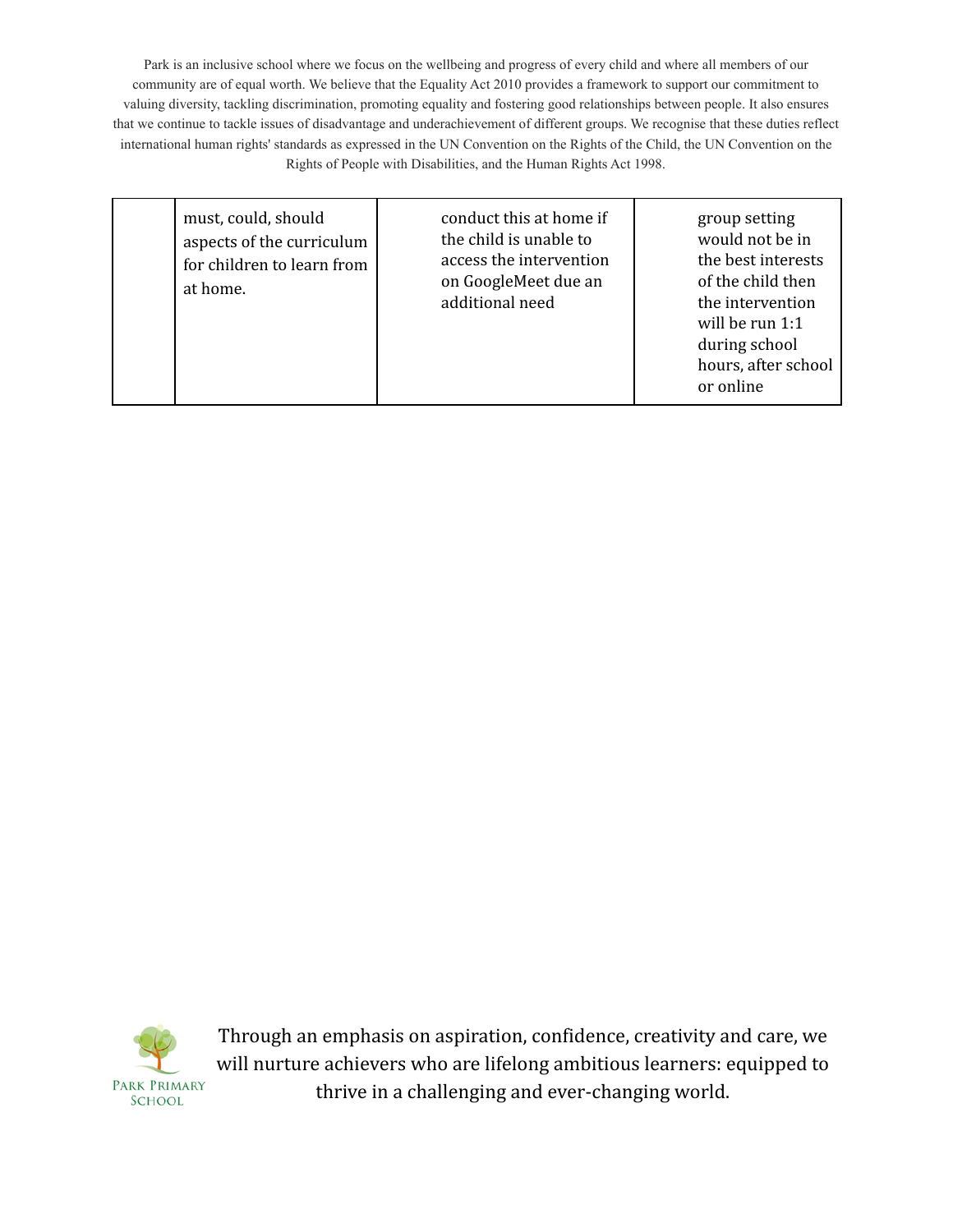| | | | |
|---|---|---|---|
| | must, could, should aspects of the curriculum for children to learn from at home. | conduct this at home if the child is unable to access the intervention on GoogleMeet due an additional need | group setting would not be in the best interests of the child then the intervention will be run 1:1 during school hours, after school or online |